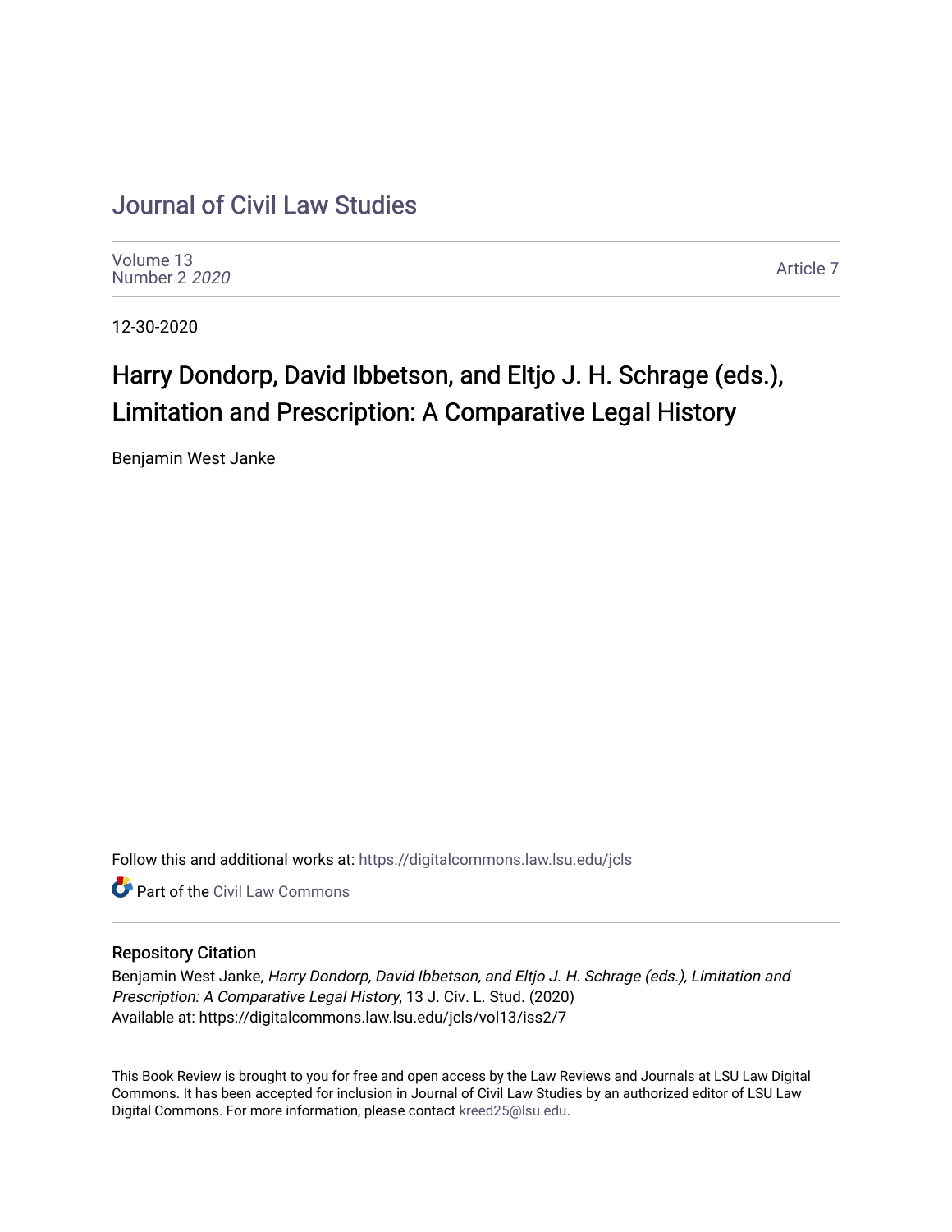# Journal of Civil Law Studies

Volume 13
Number 2 *2020*

Article 7

12-30-2020

## Harry Dondorp, David Ibbetson, and Eltjo J. H. Schrage (eds.), Limitation and Prescription: A Comparative Legal History

Benjamin West Janke

Follow this and additional works at: https://digitalcommons.law.lsu.edu/jcls

Part of the Civil Law Commons

### Repository Citation

Benjamin West Janke, *Harry Dondorp, David Ibbetson, and Eltjo J. H. Schrage (eds.), Limitation and Prescription: A Comparative Legal History*, 13 J. Civ. L. Stud. (2020)
Available at: https://digitalcommons.law.lsu.edu/jcls/vol13/iss2/7

This Book Review is brought to you for free and open access by the Law Reviews and Journals at LSU Law Digital Commons. It has been accepted for inclusion in Journal of Civil Law Studies by an authorized editor of LSU Law Digital Commons. For more information, please contact kreed25@lsu.edu.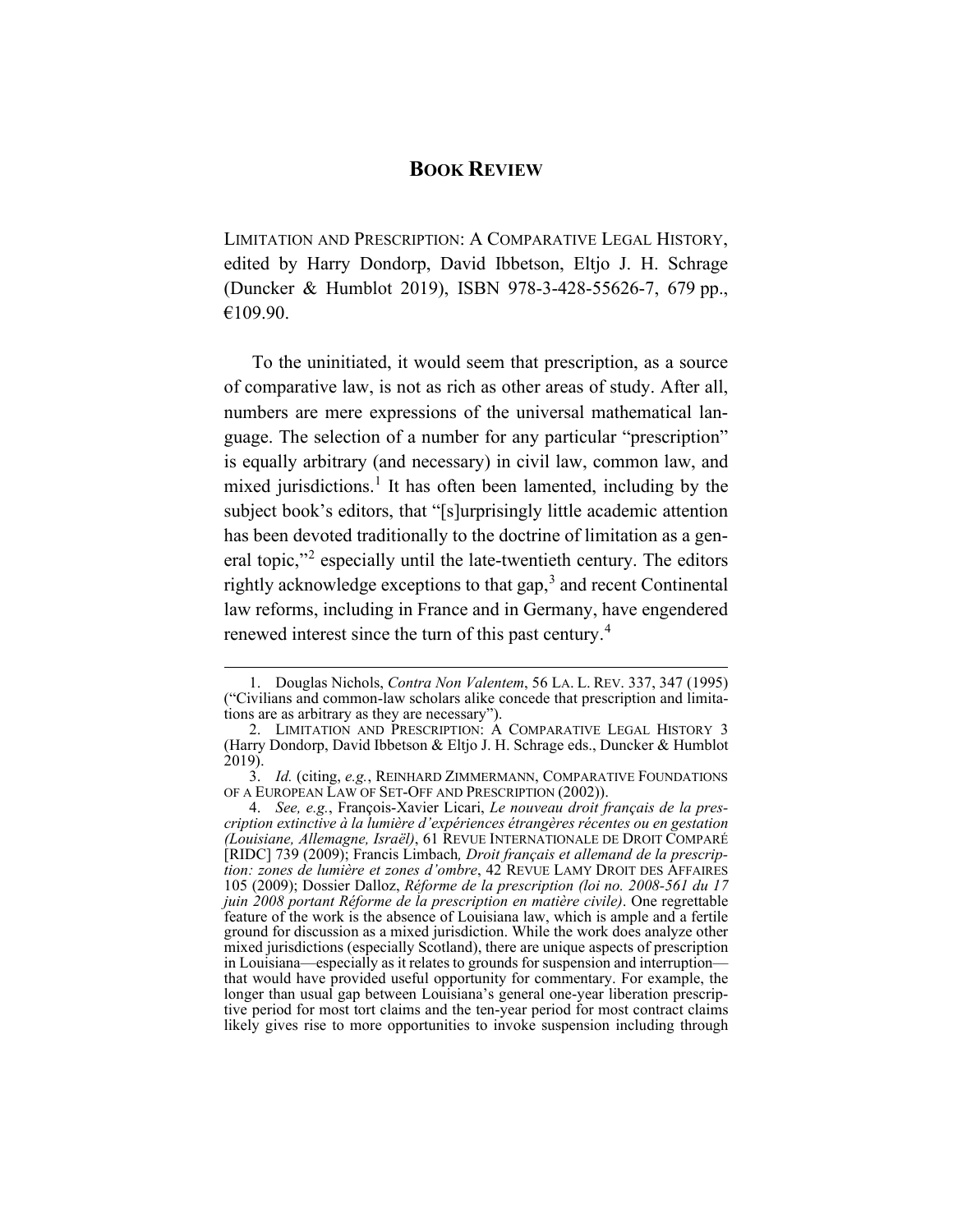## BOOK REVIEW

LIMITATION AND PRESCRIPTION: A COMPARATIVE LEGAL HISTORY, edited by Harry Dondorp, David Ibbetson, Eltjo J. H. Schrage (Duncker & Humblot 2019), ISBN 978-3-428-55626-7, 679 pp., €109.90.

To the uninitiated, it would seem that prescription, as a source of comparative law, is not as rich as other areas of study. After all, numbers are mere expressions of the universal mathematical language. The selection of a number for any particular "prescription" is equally arbitrary (and necessary) in civil law, common law, and mixed jurisdictions.[1] It has often been lamented, including by the subject book's editors, that "[s]urprisingly little academic attention has been devoted traditionally to the doctrine of limitation as a general topic,"[2] especially until the late-twentieth century. The editors rightly acknowledge exceptions to that gap,[3] and recent Continental law reforms, including in France and in Germany, have engendered renewed interest since the turn of this past century.[4]

---

1. Douglas Nichols, *Contra Non Valentem*, 56 LA. L. REV. 337, 347 (1995) ("Civilians and common-law scholars alike concede that prescription and limitations are as arbitrary as they are necessary").

2. LIMITATION AND PRESCRIPTION: A COMPARATIVE LEGAL HISTORY 3 (Harry Dondorp, David Ibbetson & Eltjo J. H. Schrage eds., Duncker & Humblot 2019).

3. *Id.* (citing, *e.g.*, REINHARD ZIMMERMANN, COMPARATIVE FOUNDATIONS OF A EUROPEAN LAW OF SET-OFF AND PRESCRIPTION (2002)).

4. *See, e.g.*, François-Xavier Licari, *Le nouveau droit français de la prescription extinctive à la lumière d'expériences étrangères récentes ou en gestation (Louisiane, Allemagne, Israël)*, 61 REVUE INTERNATIONALE DE DROIT COMPARÉ [RIDC] 739 (2009); Francis Limbach*, Droit français et allemand de la prescription: zones de lumière et zones d'ombre*, 42 REVUE LAMY DROIT DES AFFAIRES 105 (2009); Dossier Dalloz, *Réforme de la prescription (loi no. 2008-561 du 17 juin 2008 portant Réforme de la prescription en matière civile)*. One regrettable feature of the work is the absence of Louisiana law, which is ample and a fertile ground for discussion as a mixed jurisdiction. While the work does analyze other mixed jurisdictions (especially Scotland), there are unique aspects of prescription in Louisiana—especially as it relates to grounds for suspension and interruption—that would have provided useful opportunity for commentary. For example, the longer than usual gap between Louisiana's general one-year liberation prescriptive period for most tort claims and the ten-year period for most contract claims likely gives rise to more opportunities to invoke suspension including through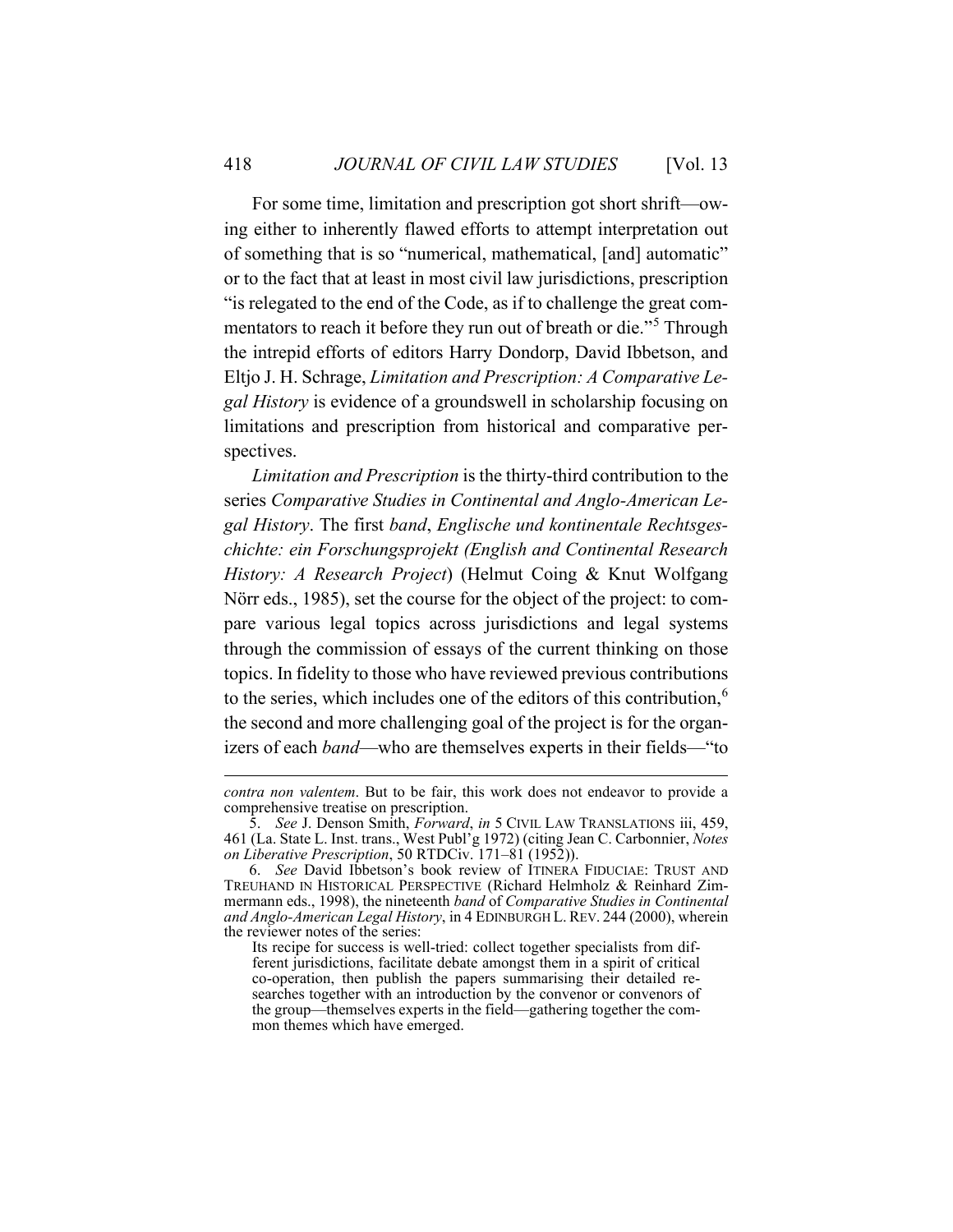For some time, limitation and prescription got short shrift—owing either to inherently flawed efforts to attempt interpretation out of something that is so "numerical, mathematical, [and] automatic" or to the fact that at least in most civil law jurisdictions, prescription "is relegated to the end of the Code, as if to challenge the great commentators to reach it before they run out of breath or die."[5] Through the intrepid efforts of editors Harry Dondorp, David Ibbetson, and Eltjo J. H. Schrage, *Limitation and Prescription: A Comparative Legal History* is evidence of a groundswell in scholarship focusing on limitations and prescription from historical and comparative perspectives.

*Limitation and Prescription* is the thirty-third contribution to the series *Comparative Studies in Continental and Anglo-American Legal History*. The first *band*, *Englische und kontinentale Rechtsgeschichte: ein Forschungsprojekt (English and Continental Research History: A Research Project)* (Helmut Coing & Knut Wolfgang Nörr eds., 1985), set the course for the object of the project: to compare various legal topics across jurisdictions and legal systems through the commission of essays of the current thinking on those topics. In fidelity to those who have reviewed previous contributions to the series, which includes one of the editors of this contribution,[6] the second and more challenging goal of the project is for the organizers of each *band*—who are themselves experts in their fields—"to

---

*contra non valentem*. But to be fair, this work does not endeavor to provide a comprehensive treatise on prescription.

5. *See* J. Denson Smith, *Forward*, *in* 5 CIVIL LAW TRANSLATIONS iii, 459, 461 (La. State L. Inst. trans., West Publ'g 1972) (citing Jean C. Carbonnier, *Notes on Liberative Prescription*, 50 RTDCiv. 171–81 (1952)).

6. *See* David Ibbetson's book review of ITINERA FIDUCIAE: TRUST AND TREUHAND IN HISTORICAL PERSPECTIVE (Richard Helmholz & Reinhard Zimmermann eds., 1998), the nineteenth *band* of *Comparative Studies in Continental and Anglo-American Legal History*, in 4 EDINBURGH L. REV. 244 (2000), wherein the reviewer notes of the series:

> Its recipe for success is well-tried: collect together specialists from different jurisdictions, facilitate debate amongst them in a spirit of critical co-operation, then publish the papers summarising their detailed researches together with an introduction by the convenor or convenors of the group—themselves experts in the field—gathering together the common themes which have emerged.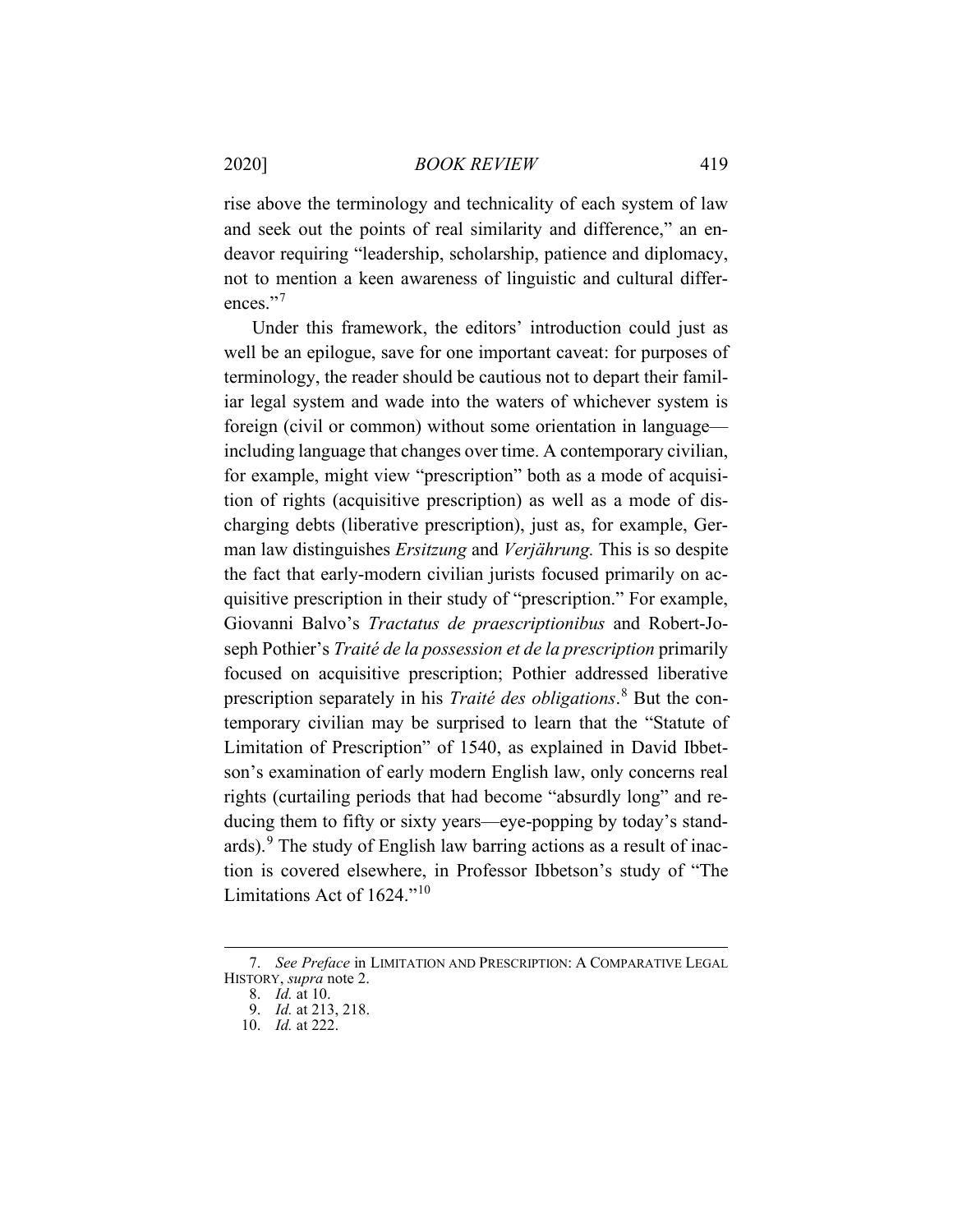rise above the terminology and technicality of each system of law and seek out the points of real similarity and difference," an endeavor requiring "leadership, scholarship, patience and diplomacy, not to mention a keen awareness of linguistic and cultural differences."[7]

Under this framework, the editors' introduction could just as well be an epilogue, save for one important caveat: for purposes of terminology, the reader should be cautious not to depart their familiar legal system and wade into the waters of whichever system is foreign (civil or common) without some orientation in language—including language that changes over time. A contemporary civilian, for example, might view "prescription" both as a mode of acquisition of rights (acquisitive prescription) as well as a mode of discharging debts (liberative prescription), just as, for example, German law distinguishes *Ersitzung* and *Verjährung.* This is so despite the fact that early-modern civilian jurists focused primarily on acquisitive prescription in their study of "prescription." For example, Giovanni Balvo's *Tractatus de praescriptionibus* and Robert-Joseph Pothier's *Traité de la possession et de la prescription* primarily focused on acquisitive prescription; Pothier addressed liberative prescription separately in his *Traité des obligations*.[8] But the contemporary civilian may be surprised to learn that the "Statute of Limitation of Prescription" of 1540, as explained in David Ibbetson's examination of early modern English law, only concerns real rights (curtailing periods that had become "absurdly long" and reducing them to fifty or sixty years—eye-popping by today's standards).[9] The study of English law barring actions as a result of inaction is covered elsewhere, in Professor Ibbetson's study of "The Limitations Act of 1624."[10]

---

7. *See Preface* in LIMITATION AND PRESCRIPTION: A COMPARATIVE LEGAL HISTORY, *supra* note 2.
8. *Id.* at 10.
9. *Id.* at 213, 218.
10. *Id.* at 222.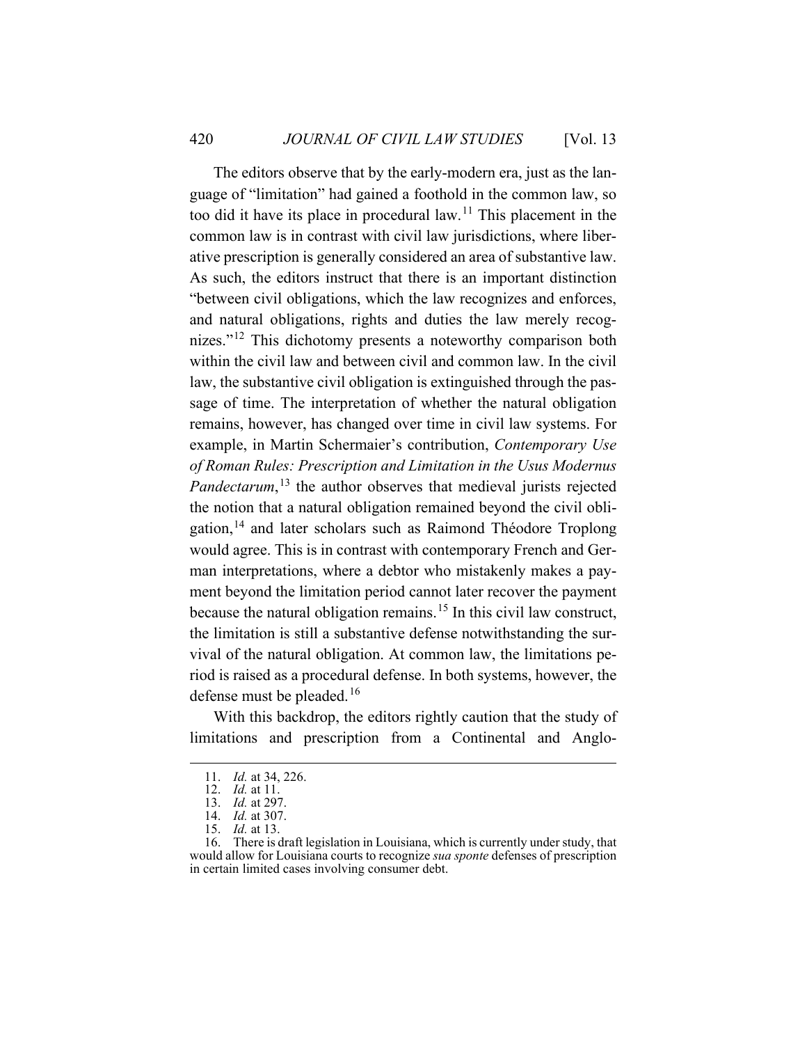The editors observe that by the early-modern era, just as the language of "limitation" had gained a foothold in the common law, so too did it have its place in procedural law.[11] This placement in the common law is in contrast with civil law jurisdictions, where liberative prescription is generally considered an area of substantive law. As such, the editors instruct that there is an important distinction "between civil obligations, which the law recognizes and enforces, and natural obligations, rights and duties the law merely recognizes."[12] This dichotomy presents a noteworthy comparison both within the civil law and between civil and common law. In the civil law, the substantive civil obligation is extinguished through the passage of time. The interpretation of whether the natural obligation remains, however, has changed over time in civil law systems. For example, in Martin Schermaier's contribution, *Contemporary Use of Roman Rules: Prescription and Limitation in the Usus Modernus Pandectarum*,[13] the author observes that medieval jurists rejected the notion that a natural obligation remained beyond the civil obligation,[14] and later scholars such as Raimond Théodore Troplong would agree. This is in contrast with contemporary French and German interpretations, where a debtor who mistakenly makes a payment beyond the limitation period cannot later recover the payment because the natural obligation remains.[15] In this civil law construct, the limitation is still a substantive defense notwithstanding the survival of the natural obligation. At common law, the limitations period is raised as a procedural defense. In both systems, however, the defense must be pleaded.[16]

With this backdrop, the editors rightly caution that the study of limitations and prescription from a Continental and Anglo-

---

11. *Id.* at 34, 226.
12. *Id.* at 11.
13. *Id.* at 297.
14. *Id.* at 307.
15. *Id.* at 13.
16. There is draft legislation in Louisiana, which is currently under study, that would allow for Louisiana courts to recognize *sua sponte* defenses of prescription in certain limited cases involving consumer debt.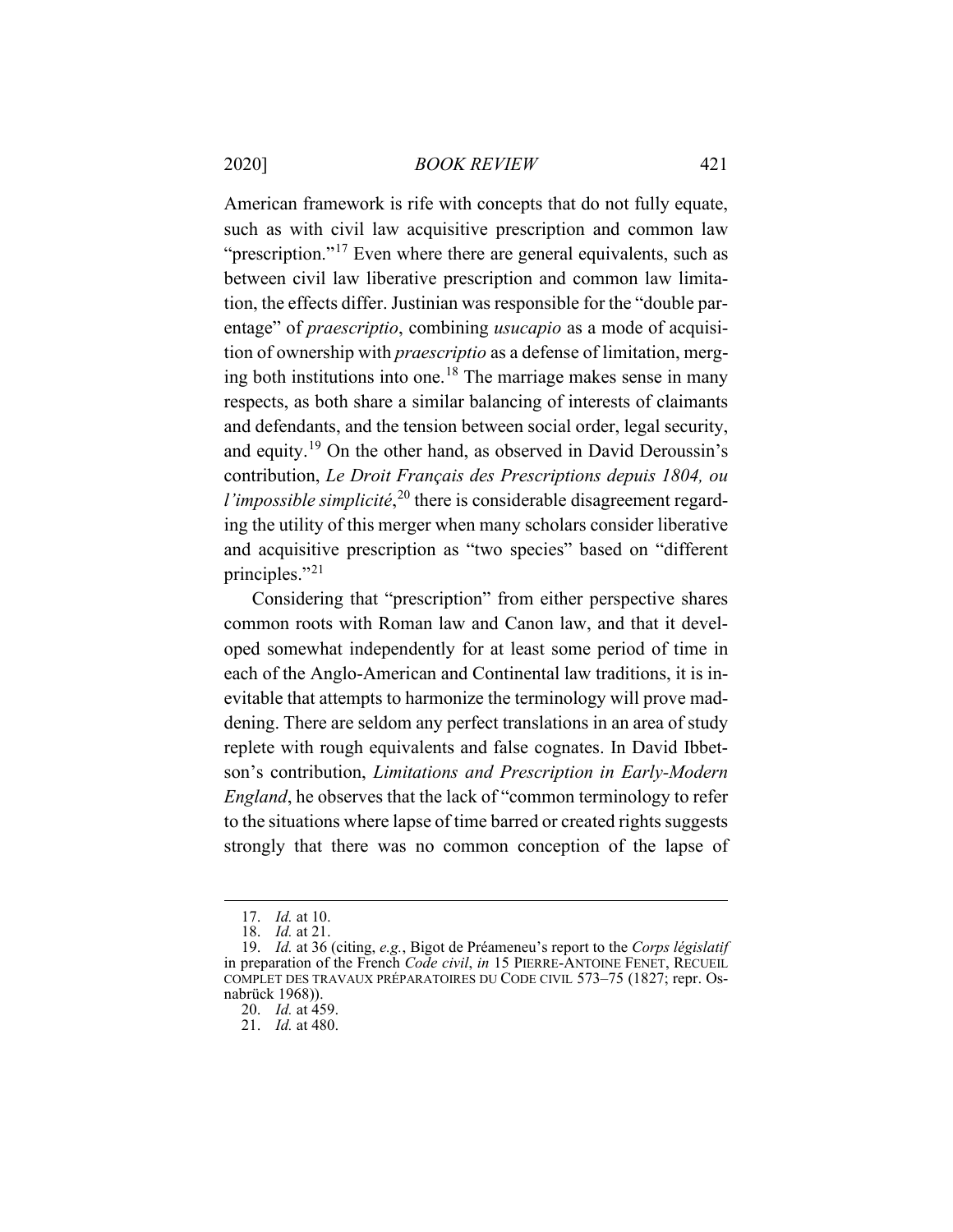American framework is rife with concepts that do not fully equate, such as with civil law acquisitive prescription and common law "prescription."[17] Even where there are general equivalents, such as between civil law liberative prescription and common law limitation, the effects differ. Justinian was responsible for the "double parentage" of *praescriptio*, combining *usucapio* as a mode of acquisition of ownership with *praescriptio* as a defense of limitation, merging both institutions into one.[18] The marriage makes sense in many respects, as both share a similar balancing of interests of claimants and defendants, and the tension between social order, legal security, and equity.[19] On the other hand, as observed in David Deroussin's contribution, *Le Droit Français des Prescriptions depuis 1804, ou l'impossible simplicité*,[20] there is considerable disagreement regarding the utility of this merger when many scholars consider liberative and acquisitive prescription as "two species" based on "different principles."[21]

Considering that "prescription" from either perspective shares common roots with Roman law and Canon law, and that it developed somewhat independently for at least some period of time in each of the Anglo-American and Continental law traditions, it is inevitable that attempts to harmonize the terminology will prove maddening. There are seldom any perfect translations in an area of study replete with rough equivalents and false cognates. In David Ibbetson's contribution, *Limitations and Prescription in Early-Modern England*, he observes that the lack of "common terminology to refer to the situations where lapse of time barred or created rights suggests strongly that there was no common conception of the lapse of

---

17. *Id.* at 10.

18. *Id.* at 21.

19. *Id.* at 36 (citing, *e.g.*, Bigot de Préameneu's report to the *Corps législatif* in preparation of the French *Code civil*, *in* 15 PIERRE-ANTOINE FENET, RECUEIL COMPLET DES TRAVAUX PRÉPARATOIRES DU CODE CIVIL 573–75 (1827; repr. Osnabrück 1968)).

20. *Id.* at 459.

21. *Id.* at 480.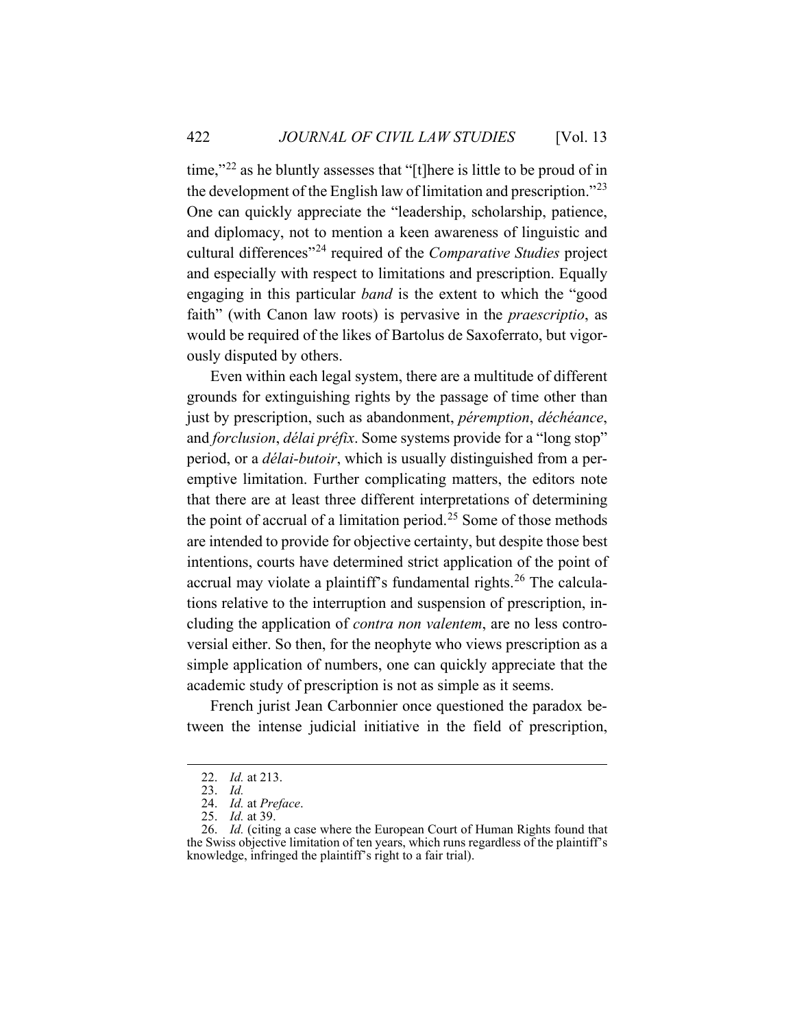time,"[22] as he bluntly assesses that "[t]here is little to be proud of in the development of the English law of limitation and prescription."[23] One can quickly appreciate the "leadership, scholarship, patience, and diplomacy, not to mention a keen awareness of linguistic and cultural differences"[24] required of the *Comparative Studies* project and especially with respect to limitations and prescription. Equally engaging in this particular *band* is the extent to which the "good faith" (with Canon law roots) is pervasive in the *praescriptio*, as would be required of the likes of Bartolus de Saxoferrato, but vigorously disputed by others.

Even within each legal system, there are a multitude of different grounds for extinguishing rights by the passage of time other than just by prescription, such as abandonment, *péremption*, *déchéance*, and *forclusion*, *délai préfix*. Some systems provide for a "long stop" period, or a *délai-butoir*, which is usually distinguished from a peremptive limitation. Further complicating matters, the editors note that there are at least three different interpretations of determining the point of accrual of a limitation period.[25] Some of those methods are intended to provide for objective certainty, but despite those best intentions, courts have determined strict application of the point of accrual may violate a plaintiff's fundamental rights.[26] The calculations relative to the interruption and suspension of prescription, including the application of *contra non valentem*, are no less controversial either. So then, for the neophyte who views prescription as a simple application of numbers, one can quickly appreciate that the academic study of prescription is not as simple as it seems.

French jurist Jean Carbonnier once questioned the paradox between the intense judicial initiative in the field of prescription,

---

22. *Id.* at 213.
23. *Id.*
24. *Id.* at *Preface*.
25. *Id.* at 39.
26. *Id.* (citing a case where the European Court of Human Rights found that the Swiss objective limitation of ten years, which runs regardless of the plaintiff's knowledge, infringed the plaintiff's right to a fair trial).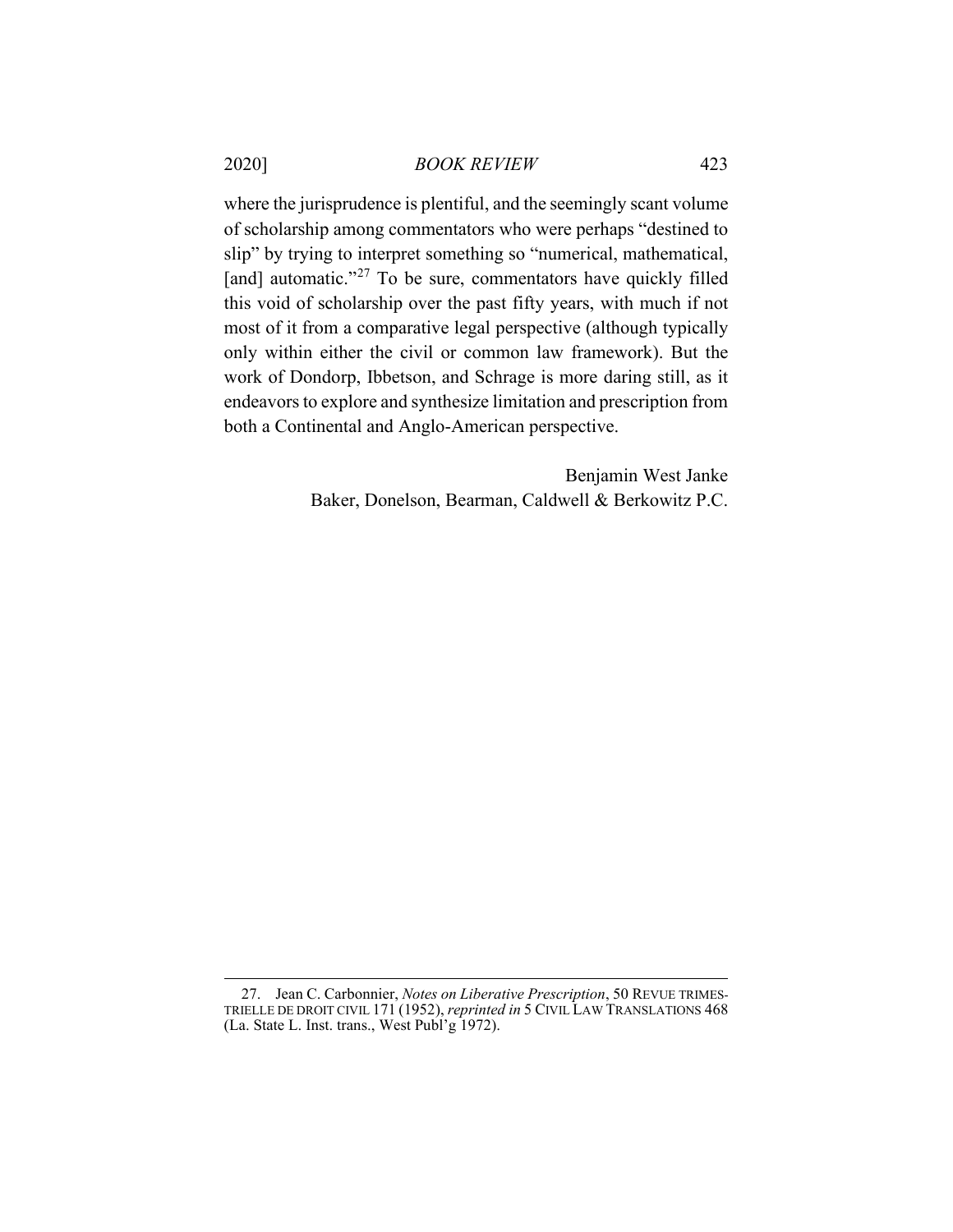where the jurisprudence is plentiful, and the seemingly scant volume of scholarship among commentators who were perhaps "destined to slip" by trying to interpret something so "numerical, mathematical, [and] automatic."[27] To be sure, commentators have quickly filled this void of scholarship over the past fifty years, with much if not most of it from a comparative legal perspective (although typically only within either the civil or common law framework). But the work of Dondorp, Ibbetson, and Schrage is more daring still, as it endeavors to explore and synthesize limitation and prescription from both a Continental and Anglo-American perspective.

Benjamin West Janke
Baker, Donelson, Bearman, Caldwell & Berkowitz P.C.

---

27. Jean C. Carbonnier, *Notes on Liberative Prescription*, 50 REVUE TRIMESTRIELLE DE DROIT CIVIL 171 (1952), *reprinted in* 5 CIVIL LAW TRANSLATIONS 468 (La. State L. Inst. trans., West Publ'g 1972).